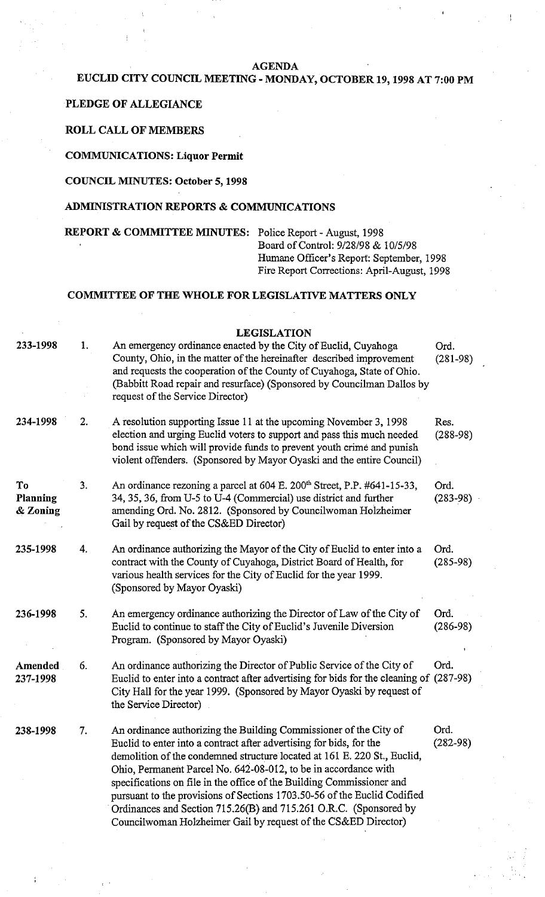# AGENDA

## EUCLID CITY COUNCIL MEETING - MONDAY, OCTOBER 19, 1998 AT 7:00 PM

**PLEDGE OF ALLEGIANCE**

**ROLL CALL OF MEMBERS**

**COMMUNICATIONS: Liquor Permit**

**COUNCIL MINUTES: October 5, 1998**

**ADMINISTRATION REPORTS & COMMUNICATIONS**

**REPORT & COMMITTEE MINUTES:** Police Report - August, 1998
Board of Control: 9/28/98 & 10/5/98
Humane Officer's Report: September, 1998
Fire Report Corrections: April-August, 1998

**COMMITTEE OF THE WHOLE FOR LEGISLATIVE MATTERS ONLY**

### LEGISLATION

| | | | |
|---|---|---|---|
| **233-1998** | 1. | An emergency ordinance enacted by the City of Euclid, Cuyahoga County, Ohio, in the matter of the hereinafter described improvement and requests the cooperation of the County of Cuyahoga, State of Ohio. (Babbitt Road repair and resurface) (Sponsored by Councilman Dallos by request of the Service Director) | Ord. (281-98) |
| **234-1998** | 2. | A resolution supporting Issue 11 at the upcoming November 3, 1998 election and urging Euclid voters to support and pass this much needed bond issue which will provide funds to prevent youth crime and punish violent offenders. (Sponsored by Mayor Oyaski and the entire Council) | Res. (288-98) |
| **To Planning & Zoning** | 3. | An ordinance rezoning a parcel at 604 E. 200th Street, P.P. #641-15-33, 34, 35, 36, from U-5 to U-4 (Commercial) use district and further amending Ord. No. 2812. (Sponsored by Councilwoman Holzheimer Gail by request of the CS&ED Director) | Ord. (283-98) |
| **235-1998** | 4. | An ordinance authorizing the Mayor of the City of Euclid to enter into a contract with the County of Cuyahoga, District Board of Health, for various health services for the City of Euclid for the year 1999. (Sponsored by Mayor Oyaski) | Ord. (285-98) |
| **236-1998** | 5. | An emergency ordinance authorizing the Director of Law of the City of Euclid to continue to staff the City of Euclid's Juvenile Diversion Program. (Sponsored by Mayor Oyaski) | Ord. (286-98) |
| **Amended 237-1998** | 6. | An ordinance authorizing the Director of Public Service of the City of Euclid to enter into a contract after advertising for bids for the cleaning of City Hall for the year 1999. (Sponsored by Mayor Oyaski by request of the Service Director) | Ord. (287-98) |
| **238-1998** | 7. | An ordinance authorizing the Building Commissioner of the City of Euclid to enter into a contract after advertising for bids, for the demolition of the condemned structure located at 161 E. 220 St., Euclid, Ohio, Permanent Parcel No. 642-08-012, to be in accordance with specifications on file in the office of the Building Commissioner and pursuant to the provisions of Sections 1703.50-56 of the Euclid Codified Ordinances and Section 715.26(B) and 715.261 O.R.C. (Sponsored by Councilwoman Holzheimer Gail by request of the CS&ED Director) | Ord. (282-98) |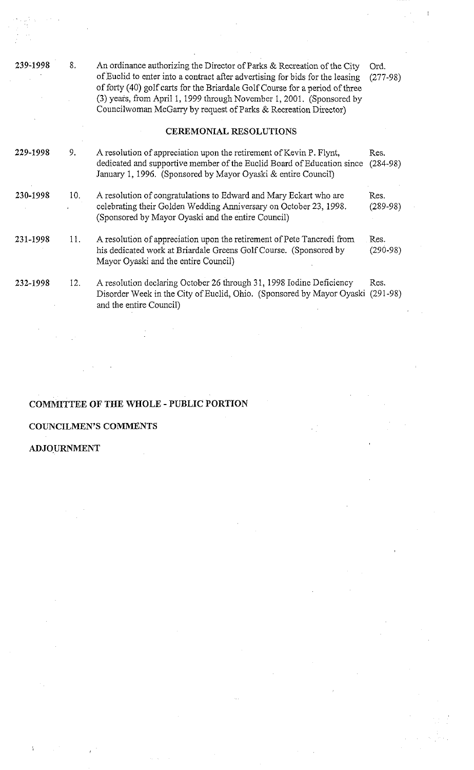| | | | |
|---|---|---|---|
| 239-1998 | 8. | An ordinance authorizing the Director of Parks & Recreation of the City of Euclid to enter into a contract after advertising for bids for the leasing of forty (40) golf carts for the Briardale Golf Course for a period of three (3) years, from April 1, 1999 through November 1, 2001. (Sponsored by Councilwoman McGarry by request of Parks & Recreation Director) | Ord. (277-98) |

**CEREMONIAL RESOLUTIONS**

| | | | |
|---|---|---|---|
| 229-1998 | 9. | A resolution of appreciation upon the retirement of Kevin P. Flynt, dedicated and supportive member of the Euclid Board of Education since January 1, 1996. (Sponsored by Mayor Oyaski & entire Council) | Res. (284-98) |
| 230-1998 | 10. | A resolution of congratulations to Edward and Mary Eckart who are celebrating their Golden Wedding Anniversary on October 23, 1998. (Sponsored by Mayor Oyaski and the entire Council) | Res. (289-98) |
| 231-1998 | 11. | A resolution of appreciation upon the retirement of Pete Tancredi from his dedicated work at Briardale Greens Golf Course. (Sponsored by Mayor Oyaski and the entire Council) | Res. (290-98) |
| 232-1998 | 12. | A resolution declaring October 26 through 31, 1998 Iodine Deficiency Disorder Week in the City of Euclid, Ohio. (Sponsored by Mayor Oyaski and the entire Council) | Res. (291-98) |

**COMMITTEE OF THE WHOLE - PUBLIC PORTION**

**COUNCILMEN'S COMMENTS**

**ADJOURNMENT**